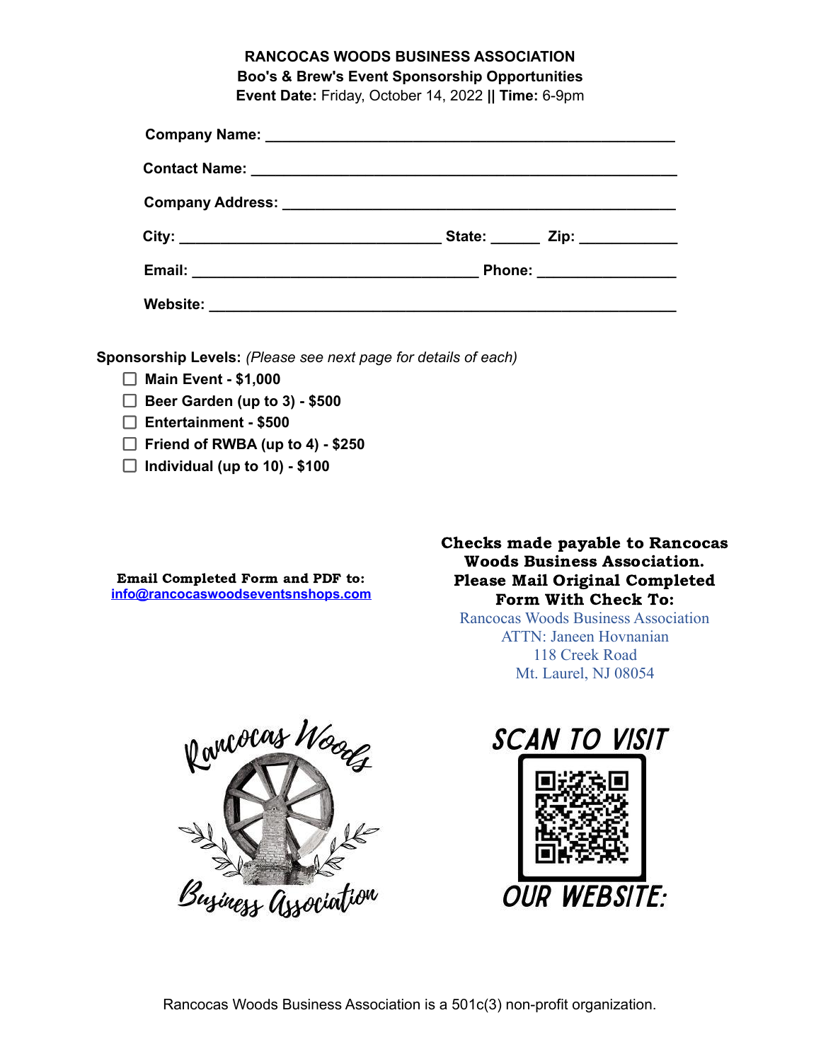# RANCOCAS WOODS BUSINESS ASSOCIATION

## Boo's & Brew's Event Sponsorship Opportunities

**Event Date:** Friday, October 14, 2022 **||** **Time:** 6-9pm

**Company Name:** ____________________________________________

**Contact Name:** ____________________________________________

**Company Address:** ____________________________________________

**City:** ______________________________ **State:** ______ **Zip:** ____________

**Email:** ________________________________ **Phone:** ________________

**Website:** ____________________________________________

**Sponsorship Levels:** *(Please see next page for details of each)*

- [ ] **Main Event - $1,000**
- [ ] **Beer Garden (up to 3) - $500**
- [ ] **Entertainment - $500**
- [ ] **Friend of RWBA (up to 4) - $250**
- [ ] **Individual (up to 10) - $100**

**Email Completed Form and PDF to:**
**info@rancocaswoodseventsnshops.com**

**Checks made payable to Rancocas Woods Business Association. Please Mail Original Completed Form With Check To:**

Rancocas Woods Business Association
ATTN: Janeen Hovnanian
118 Creek Road
Mt. Laurel, NJ 08054

Rancocas Woods Business Association

SCAN TO VISIT OUR WEBSITE:

Rancocas Woods Business Association is a 501c(3) non-profit organization.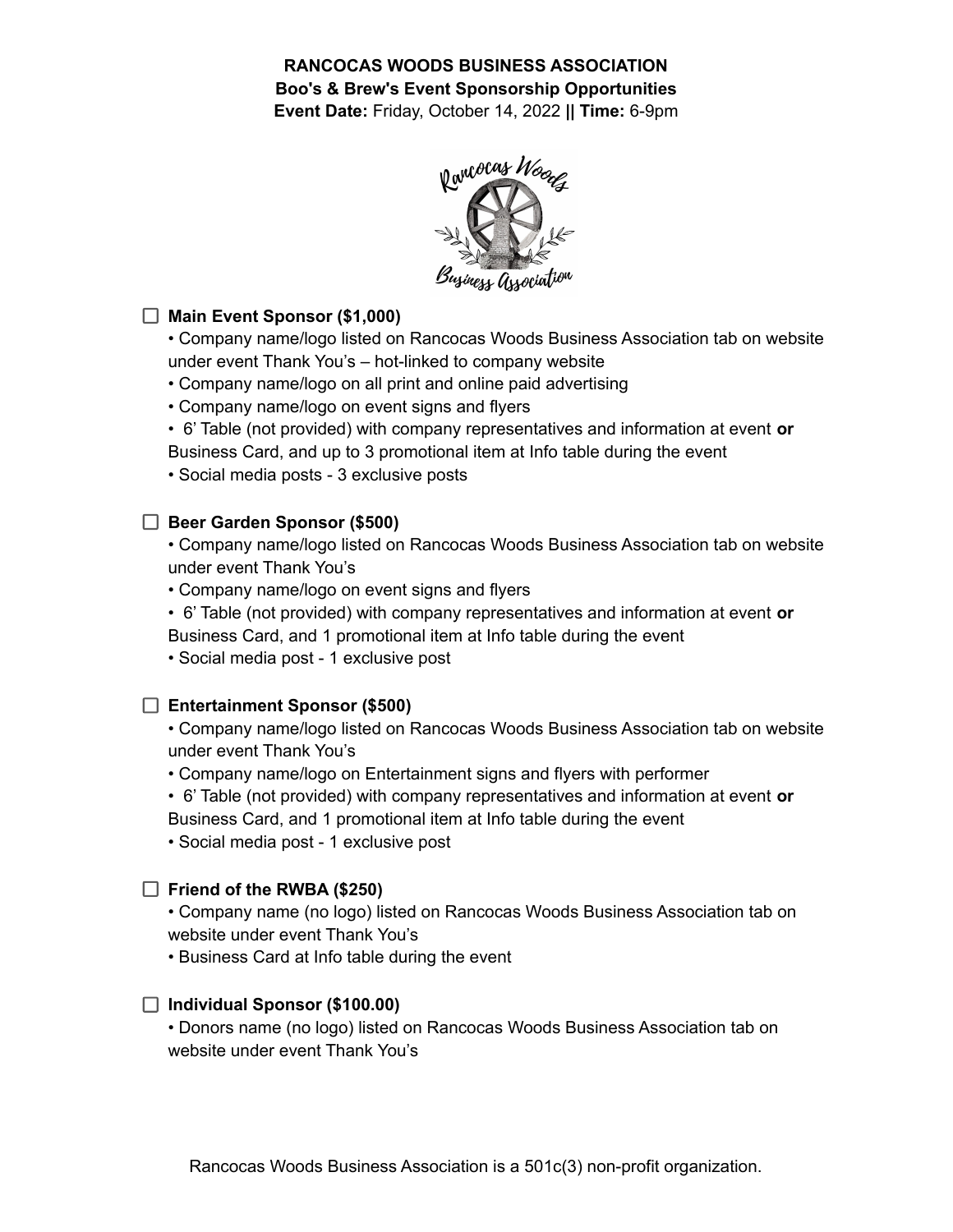**RANCOCAS WOODS BUSINESS ASSOCIATION**

**Boo's & Brew's Event Sponsorship Opportunities**

**Event Date:** Friday, October 14, 2022 **||** **Time:** 6-9pm

- [ ] **Main Event Sponsor ($1,000)**
  - Company name/logo listed on Rancocas Woods Business Association tab on website under event Thank You's – hot-linked to company website
  - Company name/logo on all print and online paid advertising
  - Company name/logo on event signs and flyers
  - 6' Table (not provided) with company representatives and information at event **or** Business Card, and up to 3 promotional item at Info table during the event
  - Social media posts - 3 exclusive posts

- [ ] **Beer Garden Sponsor ($500)**
  - Company name/logo listed on Rancocas Woods Business Association tab on website under event Thank You's
  - Company name/logo on event signs and flyers
  - 6' Table (not provided) with company representatives and information at event **or** Business Card, and 1 promotional item at Info table during the event
  - Social media post - 1 exclusive post

- [ ] **Entertainment Sponsor ($500)**
  - Company name/logo listed on Rancocas Woods Business Association tab on website under event Thank You's
  - Company name/logo on Entertainment signs and flyers with performer
  - 6' Table (not provided) with company representatives and information at event **or** Business Card, and 1 promotional item at Info table during the event
  - Social media post - 1 exclusive post

- [ ] **Friend of the RWBA ($250)**
  - Company name (no logo) listed on Rancocas Woods Business Association tab on website under event Thank You's
  - Business Card at Info table during the event

- [ ] **Individual Sponsor ($100.00)**
  - Donors name (no logo) listed on Rancocas Woods Business Association tab on website under event Thank You's

Rancocas Woods Business Association is a 501c(3) non-profit organization.